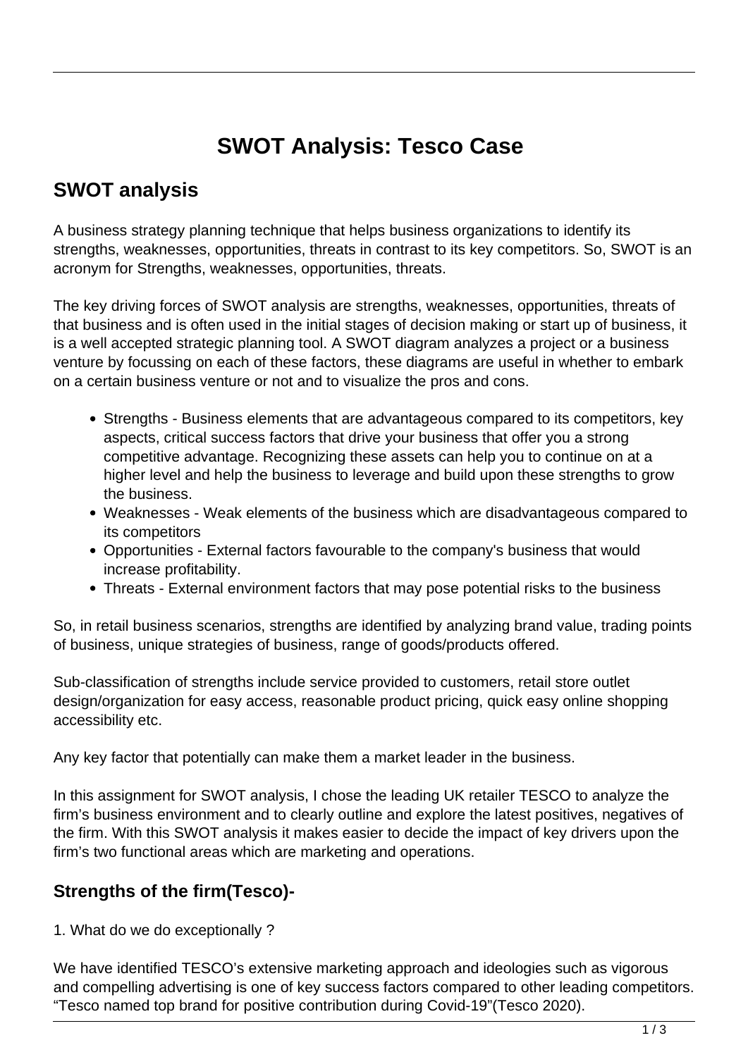# SWOT Analysis: Tesco Case

## SWOT analysis

A business strategy planning technique that helps business organizations to identify its strengths, weaknesses, opportunities, threats in contrast to its key competitors. So, SWOT is an acronym for Strengths, weaknesses, opportunities, threats.

The key driving forces of SWOT analysis are strengths, weaknesses, opportunities, threats of that business and is often used in the initial stages of decision making or start up of business, it is a well accepted strategic planning tool. A SWOT diagram analyzes a project or a business venture by focussing on each of these factors, these diagrams are useful in whether to embark on a certain business venture or not and to visualize the pros and cons.

- Strengths - Business elements that are advantageous compared to its competitors, key aspects, critical success factors that drive your business that offer you a strong competitive advantage. Recognizing these assets can help you to continue on at a higher level and help the business to leverage and build upon these strengths to grow the business.
- Weaknesses - Weak elements of the business which are disadvantageous compared to its competitors
- Opportunities - External factors favourable to the company's business that would increase profitability.
- Threats - External environment factors that may pose potential risks to the business

So, in retail business scenarios, strengths are identified by analyzing brand value, trading points of business, unique strategies of business, range of goods/products offered.

Sub-classification of strengths include service provided to customers, retail store outlet design/organization for easy access, reasonable product pricing, quick easy online shopping accessibility etc.

Any key factor that potentially can make them a market leader in the business.

In this assignment for SWOT analysis, I chose the leading UK retailer TESCO to analyze the firm's business environment and to clearly outline and explore the latest positives, negatives of the firm. With this SWOT analysis it makes easier to decide the impact of key drivers upon the firm's two functional areas which are marketing and operations.

### Strengths of the firm(Tesco)-

1. What do we do exceptionally ?

We have identified TESCO's extensive marketing approach and ideologies such as vigorous and compelling advertising is one of key success factors compared to other leading competitors. "Tesco named top brand for positive contribution during Covid-19"(Tesco 2020).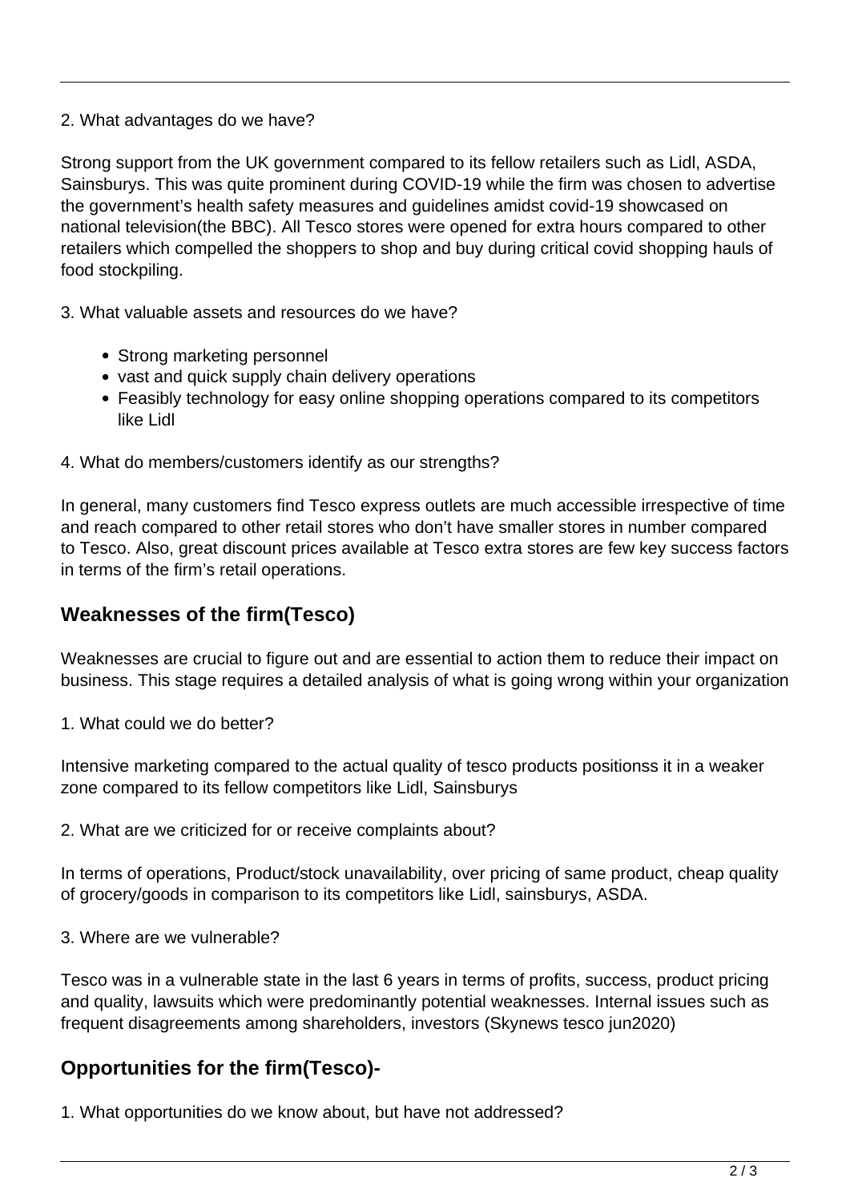2. What advantages do we have?

Strong support from the UK government compared to its fellow retailers such as Lidl, ASDA, Sainsburys. This was quite prominent during COVID-19 while the firm was chosen to advertise the government's health safety measures and guidelines amidst covid-19 showcased on national television(the BBC). All Tesco stores were opened for extra hours compared to other retailers which compelled the shoppers to shop and buy during critical covid shopping hauls of food stockpiling.

3. What valuable assets and resources do we have?

- Strong marketing personnel
- vast and quick supply chain delivery operations
- Feasibly technology for easy online shopping operations compared to its competitors like Lidl

4. What do members/customers identify as our strengths?

In general, many customers find Tesco express outlets are much accessible irrespective of time and reach compared to other retail stores who don't have smaller stores in number compared to Tesco. Also, great discount prices available at Tesco extra stores are few key success factors in terms of the firm's retail operations.

### Weaknesses of the firm(Tesco)

Weaknesses are crucial to figure out and are essential to action them to reduce their impact on business. This stage requires a detailed analysis of what is going wrong within your organization

1. What could we do better?

Intensive marketing compared to the actual quality of tesco products positionss it in a weaker zone compared to its fellow competitors like Lidl, Sainsburys

2. What are we criticized for or receive complaints about?

In terms of operations, Product/stock unavailability, over pricing of same product, cheap quality of grocery/goods in comparison to its competitors like Lidl, sainsburys, ASDA.

3. Where are we vulnerable?

Tesco was in a vulnerable state in the last 6 years in terms of profits, success, product pricing and quality, lawsuits which were predominantly potential weaknesses. Internal issues such as frequent disagreements among shareholders, investors (Skynews tesco jun2020)

### Opportunities for the firm(Tesco)-

1. What opportunities do we know about, but have not addressed?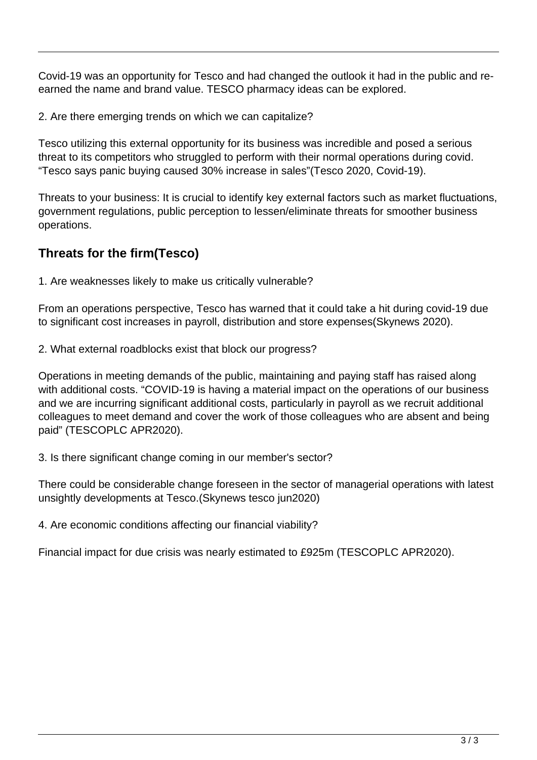Covid-19 was an opportunity for Tesco and had changed the outlook it had in the public and re-earned the name and brand value. TESCO pharmacy ideas can be explored.

2. Are there emerging trends on which we can capitalize?

Tesco utilizing this external opportunity for its business was incredible and posed a serious threat to its competitors who struggled to perform with their normal operations during covid. “Tesco says panic buying caused 30% increase in sales”(Tesco 2020, Covid-19).

Threats to your business: It is crucial to identify key external factors such as market fluctuations, government regulations, public perception to lessen/eliminate threats for smoother business operations.

## Threats for the firm(Tesco)

1. Are weaknesses likely to make us critically vulnerable?

From an operations perspective, Tesco has warned that it could take a hit during covid-19 due to significant cost increases in payroll, distribution and store expenses(Skynews 2020).

2. What external roadblocks exist that block our progress?

Operations in meeting demands of the public, maintaining and paying staff has raised along with additional costs. “COVID-19 is having a material impact on the operations of our business and we are incurring significant additional costs, particularly in payroll as we recruit additional colleagues to meet demand and cover the work of those colleagues who are absent and being paid” (TESCOPLC APR2020).

3. Is there significant change coming in our member's sector?

There could be considerable change foreseen in the sector of managerial operations with latest unsightly developments at Tesco.(Skynews tesco jun2020)

4. Are economic conditions affecting our financial viability?

Financial impact for due crisis was nearly estimated to £925m (TESCOPLC APR2020).